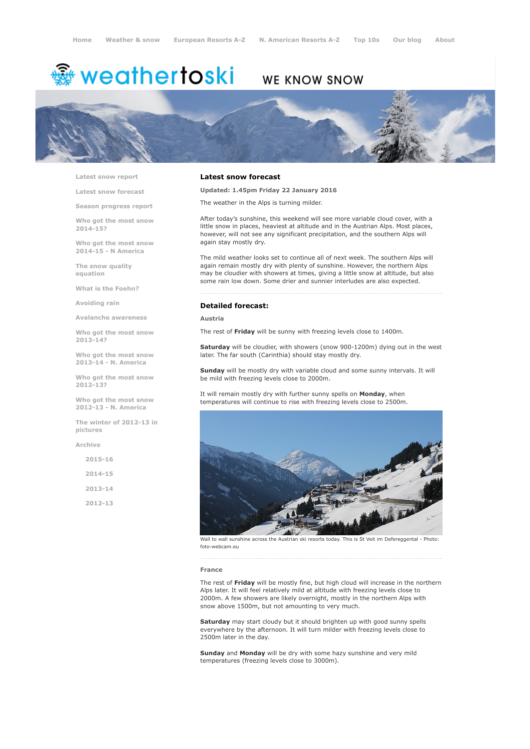Home Weather & snow European Resorts A-Z N. American Resorts A-Z Top 10s Our blog About

weathertoski WE KNOW SNOW

- Latest snow report
- Latest snow forecast
- Season progress report
- Who got the most snow 2014-15?
- Who got the most snow 2014-15 - N America
- The snow quality equation
- What is the Foehn?
- Avoiding rain
- Avalanche awareness
- Who got the most snow 2013-14?
- Who got the most snow 2013-14 - N. America
- Who got the most snow 2012-13?
- Who got the most snow 2012-13 - N. America
- The winter of 2012-13 in pictures
- Archive
  - 2015-16
  - 2014-15
  - 2013-14
  - 2012-13

## Latest snow forecast

**Updated: 1.45pm Friday 22 January 2016**

The weather in the Alps is turning milder.

After today's sunshine, this weekend will see more variable cloud cover, with a little snow in places, heaviest at altitude and in the Austrian Alps. Most places, however, will not see any significant precipitation, and the southern Alps will again stay mostly dry.

The mild weather looks set to continue all of next week. The southern Alps will again remain mostly dry with plenty of sunshine. However, the northern Alps may be cloudier with showers at times, giving a little snow at altitude, but also some rain low down. Some drier and sunnier interludes are also expected.

## Detailed forecast:

### Austria

The rest of **Friday** will be sunny with freezing levels close to 1400m.

**Saturday** will be cloudier, with showers (snow 900-1200m) dying out in the west later. The far south (Carinthia) should stay mostly dry.

**Sunday** will be mostly dry with variable cloud and some sunny intervals. It will be mild with freezing levels close to 2000m.

It will remain mostly dry with further sunny spells on **Monday**, when temperatures will continue to rise with freezing levels close to 2500m.

Wall to wall sunshine across the Austrian ski resorts today. This is St Veit im Defereggental - Photo: foto-webcam.eu

### France

The rest of **Friday** will be mostly fine, but high cloud will increase in the northern Alps later. It will feel relatively mild at altitude with freezing levels close to 2000m. A few showers are likely overnight, mostly in the northern Alps with snow above 1500m, but not amounting to very much.

**Saturday** may start cloudy but it should brighten up with good sunny spells everywhere by the afternoon. It will turn milder with freezing levels close to 2500m later in the day.

**Sunday** and **Monday** will be dry with some hazy sunshine and very mild temperatures (freezing levels close to 3000m).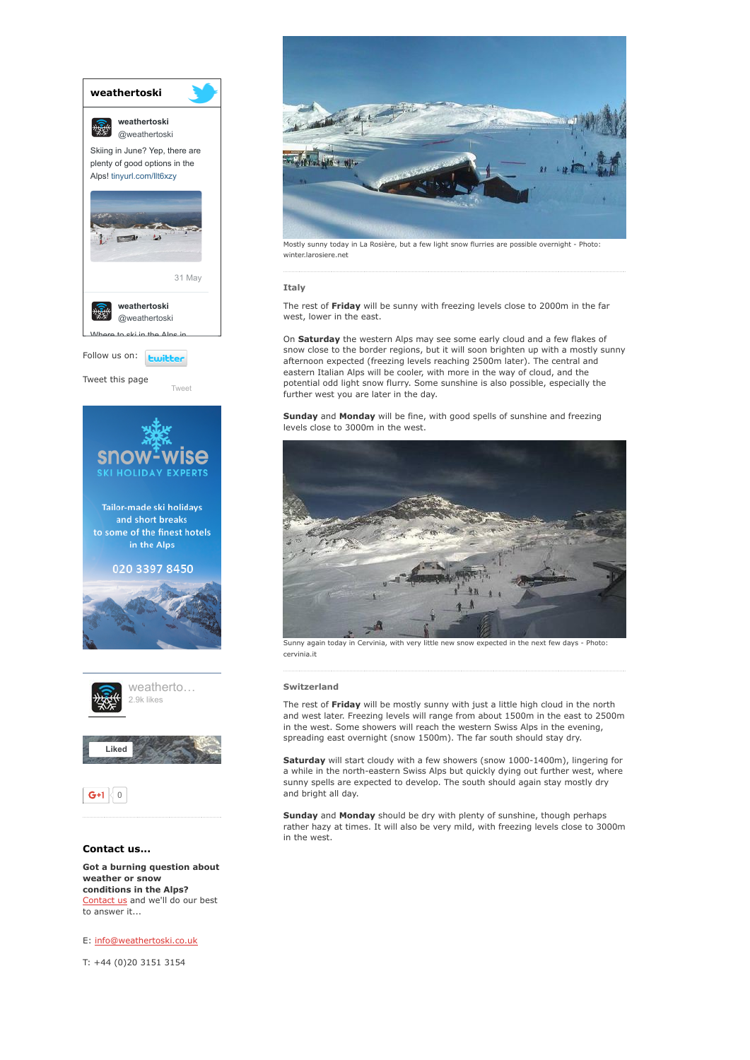Mostly sunny today in La Rosière, but a few light snow flurries are possible overnight - Photo: winter.larosiere.net

### Italy

The rest of **Friday** will be sunny with freezing levels close to 2000m in the far west, lower in the east.

On **Saturday** the western Alps may see some early cloud and a few flakes of snow close to the border regions, but it will soon brighten up with a mostly sunny afternoon expected (freezing levels reaching 2500m later). The central and eastern Italian Alps will be cooler, with more in the way of cloud, and the potential odd light snow flurry. Some sunshine is also possible, especially the further west you are later in the day.

**Sunday** and **Monday** will be fine, with good spells of sunshine and freezing levels close to 3000m in the west.

Sunny again today in Cervinia, with very little new snow expected in the next few days - Photo: cervinia.it

### Switzerland

The rest of **Friday** will be mostly sunny with just a little high cloud in the north and west later. Freezing levels will range from about 1500m in the east to 2500m in the west. Some showers will reach the western Swiss Alps in the evening, spreading east overnight (snow 1500m). The far south should stay dry.

**Saturday** will start cloudy with a few showers (snow 1000-1400m), lingering for a while in the north-eastern Swiss Alps but quickly dying out further west, where sunny spells are expected to develop. The south should again stay mostly dry and bright all day.

**Sunday** and **Monday** should be dry with plenty of sunshine, though perhaps rather hazy at times. It will also be very mild, with freezing levels close to 3000m in the west.

**weathertoski**

weathertoski @weathertoski

Skiing in June? Yep, there are plenty of good options in the Alps! tinyurl.com/llt6xzy

31 May

weathertoski @weathertoski

Where to ski in the Alps in

Follow us on: twitter

Tweet this page Tweet

snow-wise SKI HOLIDAY EXPERTS

Tailor-made ski holidays and short breaks to some of the finest hotels in the Alps

020 3397 8450

weatherto... 2.9k likes

Liked

G+1 0

### Contact us...

**Got a burning question about weather or snow conditions in the Alps?**
Contact us and we'll do our best to answer it...

E: info@weathertoski.co.uk

T: +44 (0)20 3151 3154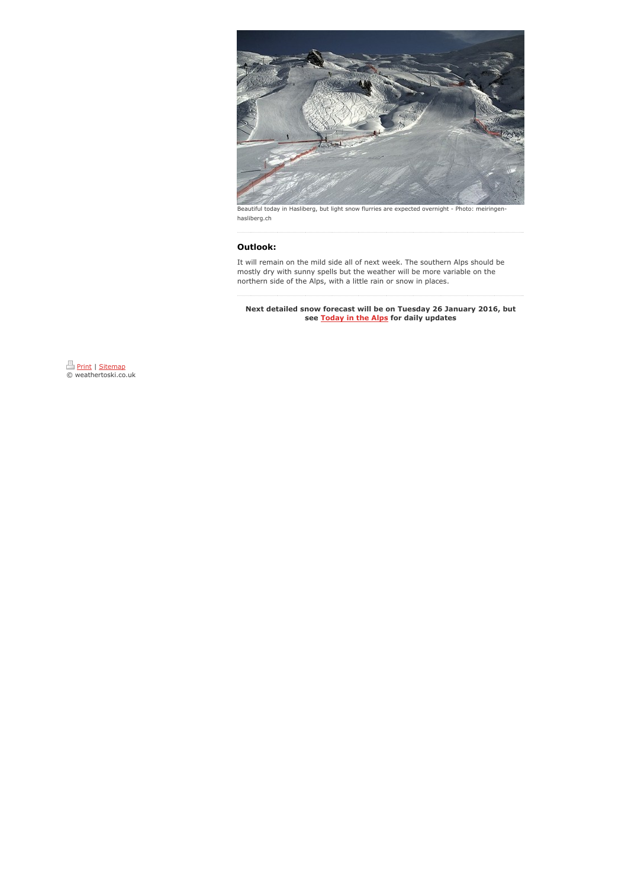Beautiful today in Hasliberg, but light snow flurries are expected overnight - Photo: meiringen-hasliberg.ch

### Outlook:

It will remain on the mild side all of next week. The southern Alps should be mostly dry with sunny spells but the weather will be more variable on the northern side of the Alps, with a little rain or snow in places.

**Next detailed snow forecast will be on Tuesday 26 January 2016, but see Today in the Alps for daily updates**

Print | Sitemap
© weathertoski.co.uk